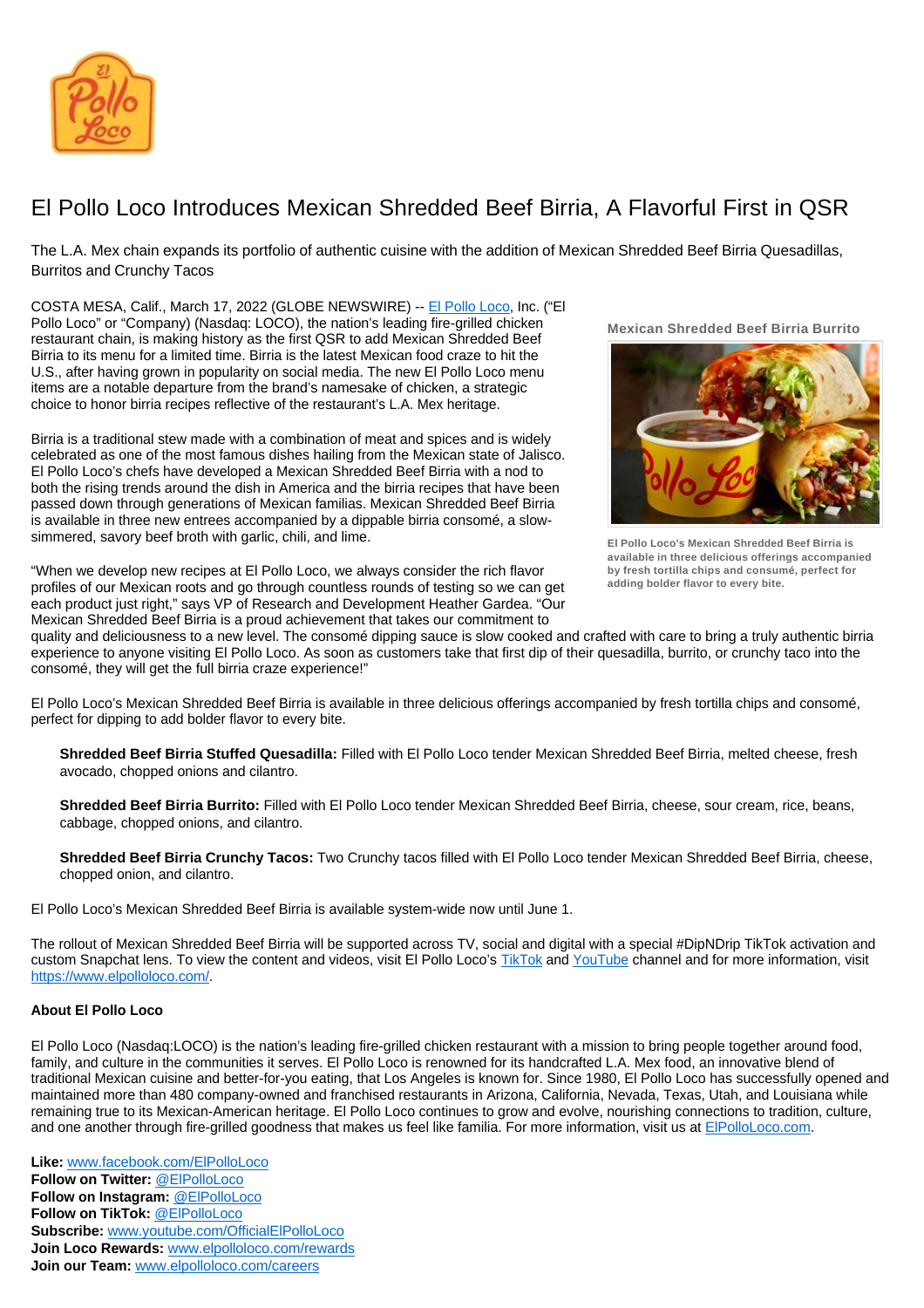# El Pollo Loco Introduces Mexican Shredded Beef Birria, A Flavorful First in QSR

The L.A. Mex chain expands its portfolio of authentic cuisine with the addition of Mexican Shredded Beef Birria Quesadillas, Burritos and Crunchy Tacos

COSTA MESA, Calif., March 17, 2022 (GLOBE NEWSWIRE) -- El Pollo Loco, Inc. ("El Pollo Loco" or "Company) (Nasdaq: LOCO), the nation's leading fire-grilled chicken restaurant chain, is making history as the first QSR to add Mexican Shredded Beef Birria to its menu for a limited time. Birria is the latest Mexican food craze to hit the U.S., after having grown in popularity on social media. The new El Pollo Loco menu items are a notable departure from the brand's namesake of chicken, a strategic choice to honor birria recipes reflective of the restaurant's L.A. Mex heritage.

Birria is a traditional stew made with a combination of meat and spices and is widely celebrated as one of the most famous dishes hailing from the Mexican state of Jalisco. El Pollo Loco's chefs have developed a Mexican Shredded Beef Birria with a nod to both the rising trends around the dish in America and the birria recipes that have been passed down through generations of Mexican families. Mexican Shredded Beef Birria is available in three new entrees accompanied by a dippable birria consomé, a slow-simmered, savory beef broth with garlic, chili, and lime.

**Mexican Shredded Beef Birria Burrito**

El Pollo Loco's Mexican Shredded Beef Birria is available in three delicious offerings accompanied by fresh tortilla chips and consumé, perfect for adding bolder flavor to every bite.

"When we develop new recipes at El Pollo Loco, we always consider the rich flavor profiles of our Mexican roots and go through countless rounds of testing so we can get each product just right," says VP of Research and Development Heather Gardea. "Our Mexican Shredded Beef Birria is a proud achievement that takes our commitment to quality and deliciousness to a new level. The consomé dipping sauce is slow cooked and crafted with care to bring a truly authentic birria experience to anyone visiting El Pollo Loco. As soon as customers take that first dip of their quesadilla, burrito, or crunchy taco into the consomé, they will get the full birria craze experience!"

El Pollo Loco's Mexican Shredded Beef Birria is available in three delicious offerings accompanied by fresh tortilla chips and consomé, perfect for dipping to add bolder flavor to every bite.

> **Shredded Beef Birria Stuffed Quesadilla:** Filled with El Pollo Loco tender Mexican Shredded Beef Birria, melted cheese, fresh avocado, chopped onions and cilantro.
>
> **Shredded Beef Birria Burrito:** Filled with El Pollo Loco tender Mexican Shredded Beef Birria, cheese, sour cream, rice, beans, cabbage, chopped onions, and cilantro.
>
> **Shredded Beef Birria Crunchy Tacos:** Two Crunchy tacos filled with El Pollo Loco tender Mexican Shredded Beef Birria, cheese, chopped onion, and cilantro.

El Pollo Loco's Mexican Shredded Beef Birria is available system-wide now until June 1.

The rollout of Mexican Shredded Beef Birria will be supported across TV, social and digital with a special #DipNDrip TikTok activation and custom Snapchat lens. To view the content and videos, visit El Pollo Loco's TikTok and YouTube channel and for more information, visit https://www.elpolloloco.com/.

**About El Pollo Loco**

El Pollo Loco (Nasdaq:LOCO) is the nation's leading fire-grilled chicken restaurant with a mission to bring people together around food, family, and culture in the communities it serves. El Pollo Loco is renowned for its handcrafted L.A. Mex food, an innovative blend of traditional Mexican cuisine and better-for-you eating, that Los Angeles is known for. Since 1980, El Pollo Loco has successfully opened and maintained more than 480 company-owned and franchised restaurants in Arizona, California, Nevada, Texas, Utah, and Louisiana while remaining true to its Mexican-American heritage. El Pollo Loco continues to grow and evolve, nourishing connections to tradition, culture, and one another through fire-grilled goodness that makes us feel like familia. For more information, visit us at ElPolloLoco.com.

**Like:** www.facebook.com/ElPolloLoco
**Follow on Twitter:** @ElPolloLoco
**Follow on Instagram:** @ElPolloLoco
**Follow on TikTok:** @ElPolloLoco
**Subscribe:** www.youtube.com/OfficialElPolloLoco
**Join Loco Rewards:** www.elpolloloco.com/rewards
**Join our Team:** www.elpolloloco.com/careers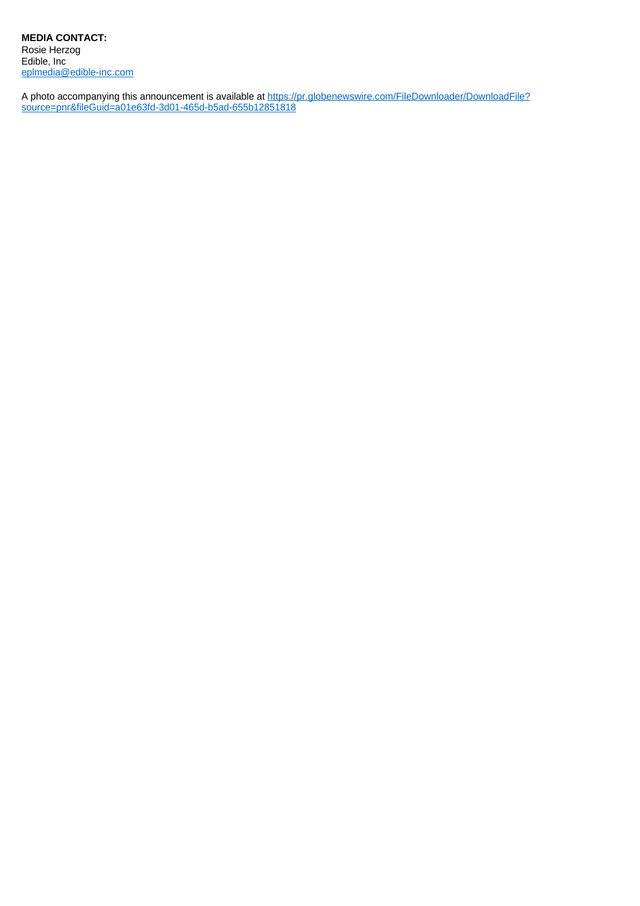**MEDIA CONTACT:**
Rosie Herzog
Edible, Inc
eplmedia@edible-inc.com

A photo accompanying this announcement is available at https://pr.globenewswire.com/FileDownloader/DownloadFile?source=pnr&fileGuid=a01e63fd-3d01-465d-b5ad-655b12851818